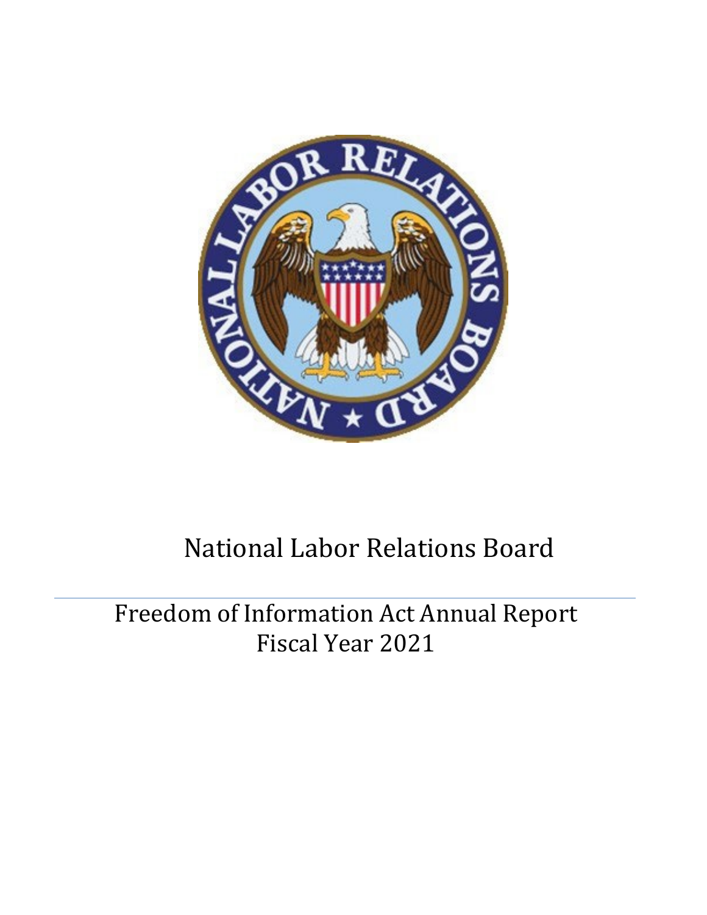# National Labor Relations Board

## Freedom of Information Act Annual Report
## Fiscal Year 2021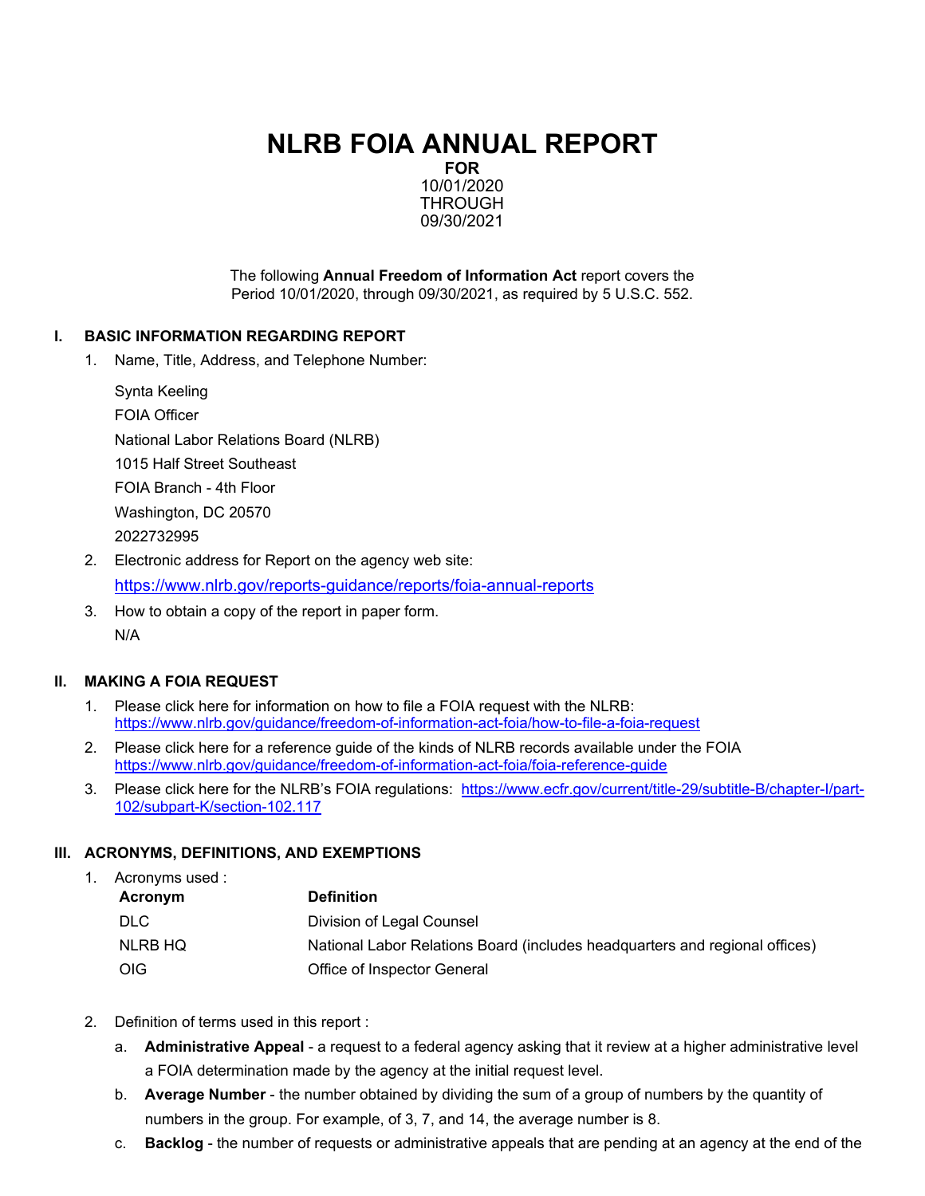# NLRB FOIA ANNUAL REPORT

**FOR**
10/01/2020
THROUGH
09/30/2021

The following **Annual Freedom of Information Act** report covers the Period 10/01/2020, through 09/30/2021, as required by 5 U.S.C. 552.

## I. BASIC INFORMATION REGARDING REPORT

1. Name, Title, Address, and Telephone Number:

   Synta Keeling
   FOIA Officer
   National Labor Relations Board (NLRB)
   1015 Half Street Southeast
   FOIA Branch - 4th Floor
   Washington, DC 20570
   2022732995

2. Electronic address for Report on the agency web site:
   https://www.nlrb.gov/reports-guidance/reports/foia-annual-reports

3. How to obtain a copy of the report in paper form.
   N/A

## II. MAKING A FOIA REQUEST

1. Please click here for information on how to file a FOIA request with the NLRB: https://www.nlrb.gov/guidance/freedom-of-information-act-foia/how-to-file-a-foia-request
2. Please click here for a reference guide of the kinds of NLRB records available under the FOIA https://www.nlrb.gov/guidance/freedom-of-information-act-foia/foia-reference-guide
3. Please click here for the NLRB's FOIA regulations: https://www.ecfr.gov/current/title-29/subtitle-B/chapter-I/part-102/subpart-K/section-102.117

## III. ACRONYMS, DEFINITIONS, AND EXEMPTIONS

1. Acronyms used :

| Acronym | Definition |
|---|---|
| DLC | Division of Legal Counsel |
| NLRB HQ | National Labor Relations Board (includes headquarters and regional offices) |
| OIG | Office of Inspector General |

2. Definition of terms used in this report :
   a. **Administrative Appeal** - a request to a federal agency asking that it review at a higher administrative level a FOIA determination made by the agency at the initial request level.
   b. **Average Number** - the number obtained by dividing the sum of a group of numbers by the quantity of numbers in the group. For example, of 3, 7, and 14, the average number is 8.
   c. **Backlog** - the number of requests or administrative appeals that are pending at an agency at the end of the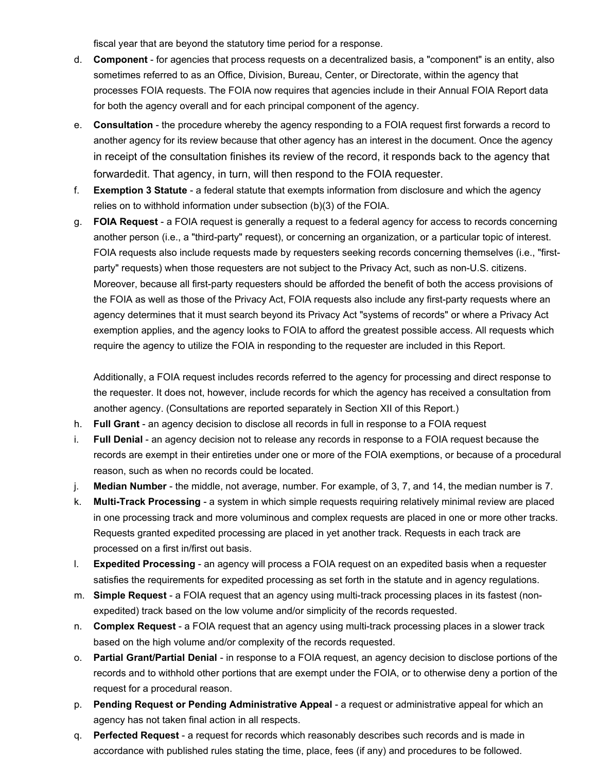fiscal year that are beyond the statutory time period for a response.

d. **Component** - for agencies that process requests on a decentralized basis, a "component" is an entity, also sometimes referred to as an Office, Division, Bureau, Center, or Directorate, within the agency that processes FOIA requests. The FOIA now requires that agencies include in their Annual FOIA Report data for both the agency overall and for each principal component of the agency.

e. **Consultation** - the procedure whereby the agency responding to a FOIA request first forwards a record to another agency for its review because that other agency has an interest in the document. Once the agency in receipt of the consultation finishes its review of the record, it responds back to the agency that forwardedit. That agency, in turn, will then respond to the FOIA requester.

f. **Exemption 3 Statute** - a federal statute that exempts information from disclosure and which the agency relies on to withhold information under subsection (b)(3) of the FOIA.

g. **FOIA Request** - a FOIA request is generally a request to a federal agency for access to records concerning another person (i.e., a "third-party" request), or concerning an organization, or a particular topic of interest. FOIA requests also include requests made by requesters seeking records concerning themselves (i.e., "first-party" requests) when those requesters are not subject to the Privacy Act, such as non-U.S. citizens. Moreover, because all first-party requesters should be afforded the benefit of both the access provisions of the FOIA as well as those of the Privacy Act, FOIA requests also include any first-party requests where an agency determines that it must search beyond its Privacy Act "systems of records" or where a Privacy Act exemption applies, and the agency looks to FOIA to afford the greatest possible access. All requests which require the agency to utilize the FOIA in responding to the requester are included in this Report.

   Additionally, a FOIA request includes records referred to the agency for processing and direct response to the requester. It does not, however, include records for which the agency has received a consultation from another agency. (Consultations are reported separately in Section XII of this Report.)

h. **Full Grant** - an agency decision to disclose all records in full in response to a FOIA request

i. **Full Denial** - an agency decision not to release any records in response to a FOIA request because the records are exempt in their entireties under one or more of the FOIA exemptions, or because of a procedural reason, such as when no records could be located.

j. **Median Number** - the middle, not average, number. For example, of 3, 7, and 14, the median number is 7.

k. **Multi-Track Processing** - a system in which simple requests requiring relatively minimal review are placed in one processing track and more voluminous and complex requests are placed in one or more other tracks. Requests granted expedited processing are placed in yet another track. Requests in each track are processed on a first in/first out basis.

l. **Expedited Processing** - an agency will process a FOIA request on an expedited basis when a requester satisfies the requirements for expedited processing as set forth in the statute and in agency regulations.

m. **Simple Request** - a FOIA request that an agency using multi-track processing places in its fastest (non-expedited) track based on the low volume and/or simplicity of the records requested.

n. **Complex Request** - a FOIA request that an agency using multi-track processing places in a slower track based on the high volume and/or complexity of the records requested.

o. **Partial Grant/Partial Denial** - in response to a FOIA request, an agency decision to disclose portions of the records and to withhold other portions that are exempt under the FOIA, or to otherwise deny a portion of the request for a procedural reason.

p. **Pending Request or Pending Administrative Appeal** - a request or administrative appeal for which an agency has not taken final action in all respects.

q. **Perfected Request** - a request for records which reasonably describes such records and is made in accordance with published rules stating the time, place, fees (if any) and procedures to be followed.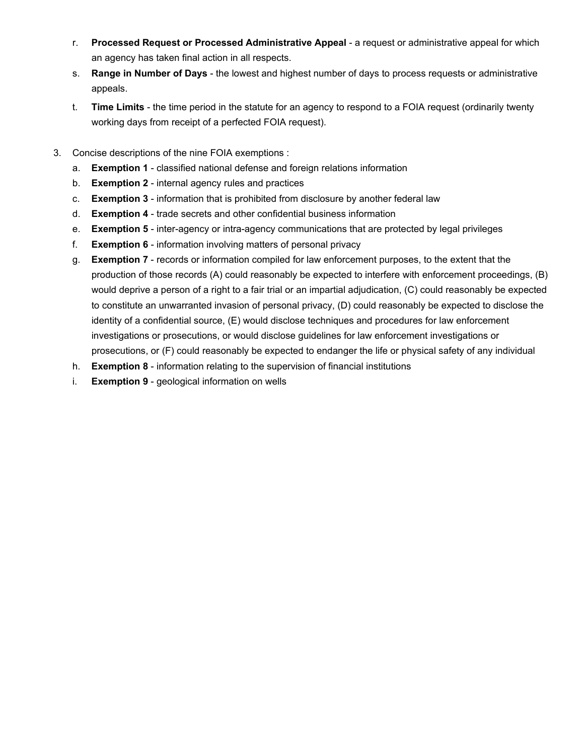r. **Processed Request or Processed Administrative Appeal** - a request or administrative appeal for which an agency has taken final action in all respects.

s. **Range in Number of Days** - the lowest and highest number of days to process requests or administrative appeals.

t. **Time Limits** - the time period in the statute for an agency to respond to a FOIA request (ordinarily twenty working days from receipt of a perfected FOIA request).

3. Concise descriptions of the nine FOIA exemptions :

   a. **Exemption 1** - classified national defense and foreign relations information
   b. **Exemption 2** - internal agency rules and practices
   c. **Exemption 3** - information that is prohibited from disclosure by another federal law
   d. **Exemption 4** - trade secrets and other confidential business information
   e. **Exemption 5** - inter-agency or intra-agency communications that are protected by legal privileges
   f. **Exemption 6** - information involving matters of personal privacy
   g. **Exemption 7** - records or information compiled for law enforcement purposes, to the extent that the production of those records (A) could reasonably be expected to interfere with enforcement proceedings, (B) would deprive a person of a right to a fair trial or an impartial adjudication, (C) could reasonably be expected to constitute an unwarranted invasion of personal privacy, (D) could reasonably be expected to disclose the identity of a confidential source, (E) would disclose techniques and procedures for law enforcement investigations or prosecutions, or would disclose guidelines for law enforcement investigations or prosecutions, or (F) could reasonably be expected to endanger the life or physical safety of any individual
   h. **Exemption 8** - information relating to the supervision of financial institutions
   i. **Exemption 9** - geological information on wells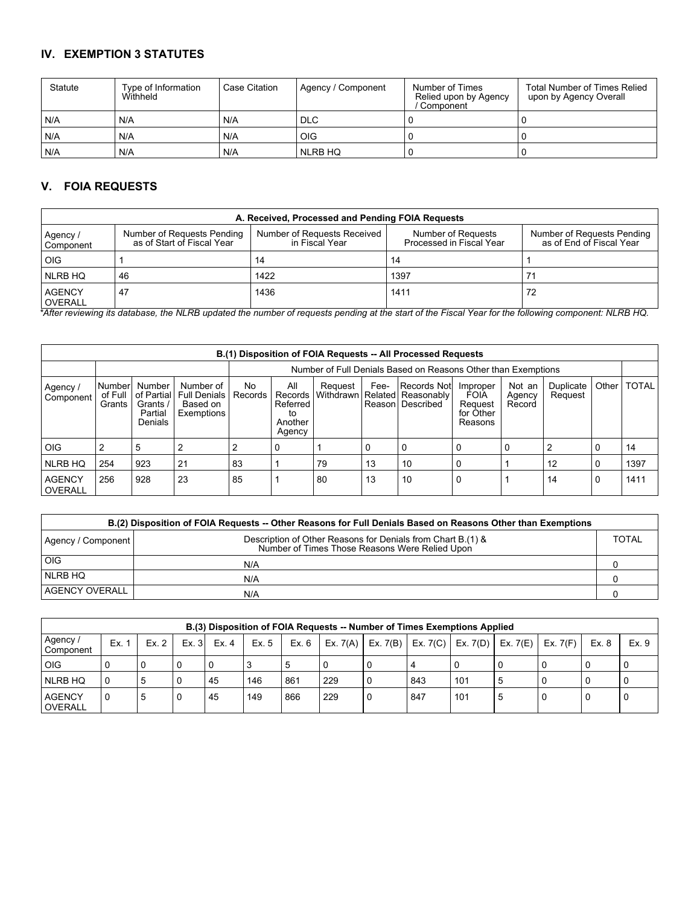## IV. EXEMPTION 3 STATUTES

| Statute | Type of Information Withheld | Case Citation | Agency / Component | Number of Times Relied upon by Agency / Component | Total Number of Times Relied upon by Agency Overall |
|---|---|---|---|---|---|
| N/A | N/A | N/A | DLC | 0 | 0 |
| N/A | N/A | N/A | OIG | 0 | 0 |
| N/A | N/A | N/A | NLRB HQ | 0 | 0 |

## V. FOIA REQUESTS

| A. Received, Processed and Pending FOIA Requests | | | | |
|---|---|---|---|---|
| Agency / Component | Number of Requests Pending as of Start of Fiscal Year | Number of Requests Received in Fiscal Year | Number of Requests Processed in Fiscal Year | Number of Requests Pending as of End of Fiscal Year |
| OIG | 1 | 14 | 14 | 1 |
| NLRB HQ | 46 | 1422 | 1397 | 71 |
| AGENCY OVERALL | 47 | 1436 | 1411 | 72 |

*\*After reviewing its database, the NLRB updated the number of requests pending at the start of the Fiscal Year for the following component: NLRB HQ.*

| B.(1) Disposition of FOIA Requests -- All Processed Requests | | | | | | | | | | | | | |
|---|---|---|---|---|---|---|---|---|---|---|---|---|---|
| | | | | Number of Full Denials Based on Reasons Other than Exemptions | | | | | | | | | |
| Agency / Component | Number of Full Grants | Number of Partial Grants / Partial Denials | Number of Full Denials Based on Exemptions | No Records | All Records Referred to Another Agency | Request Withdrawn | Fee-Related Reason | Records Not Reasonably Described | Improper FOIA Request for Other Reasons | Not an Agency Record | Duplicate Request | Other | TOTAL |
| OIG | 2 | 5 | 2 | 2 | 0 | 1 | 0 | 0 | 0 | 0 | 2 | 0 | 14 |
| NLRB HQ | 254 | 923 | 21 | 83 | 1 | 79 | 13 | 10 | 0 | 1 | 12 | 0 | 1397 |
| AGENCY OVERALL | 256 | 928 | 23 | 85 | 1 | 80 | 13 | 10 | 0 | 1 | 14 | 0 | 1411 |

| B.(2) Disposition of FOIA Requests -- Other Reasons for Full Denials Based on Reasons Other than Exemptions | | |
|---|---|---|
| Agency / Component | Description of Other Reasons for Denials from Chart B.(1) & Number of Times Those Reasons Were Relied Upon | TOTAL |
| OIG | N/A | 0 |
| NLRB HQ | N/A | 0 |
| AGENCY OVERALL | N/A | 0 |

| B.(3) Disposition of FOIA Requests -- Number of Times Exemptions Applied | | | | | | | | | | | | | |
|---|---|---|---|---|---|---|---|---|---|---|---|---|---|
| Agency / Component | Ex. 1 | Ex. 2 | Ex. 3 | Ex. 4 | Ex. 5 | Ex. 6 | Ex. 7(A) | Ex. 7(B) | Ex. 7(C) | Ex. 7(D) | Ex. 7(E) | Ex. 7(F) | Ex. 8 | Ex. 9 |
| OIG | 0 | 0 | 0 | 0 | 3 | 5 | 0 | 0 | 4 | 0 | 0 | 0 | 0 | 0 |
| NLRB HQ | 0 | 5 | 0 | 45 | 146 | 861 | 229 | 0 | 843 | 101 | 5 | 0 | 0 | 0 |
| AGENCY OVERALL | 0 | 5 | 0 | 45 | 149 | 866 | 229 | 0 | 847 | 101 | 5 | 0 | 0 | 0 |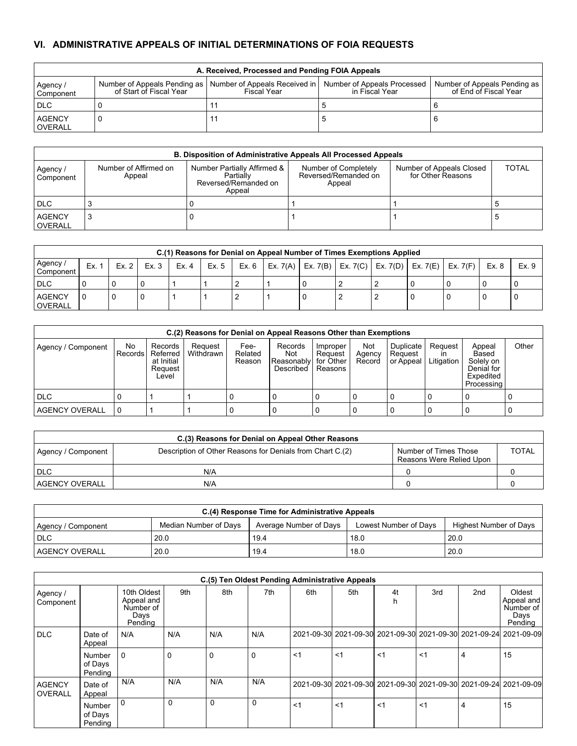## VI. ADMINISTRATIVE APPEALS OF INITIAL DETERMINATIONS OF FOIA REQUESTS

| A. Received, Processed and Pending FOIA Appeals | | | | |
|---|---|---|---|---|
| Agency / Component | Number of Appeals Pending as of Start of Fiscal Year | Number of Appeals Received in Fiscal Year | Number of Appeals Processed in Fiscal Year | Number of Appeals Pending as of End of Fiscal Year |
| DLC | 0 | 11 | 5 | 6 |
| AGENCY OVERALL | 0 | 11 | 5 | 6 |

| B. Disposition of Administrative Appeals All Processed Appeals | | | | | |
|---|---|---|---|---|---|
| Agency / Component | Number of Affirmed on Appeal | Number Partially Affirmed & Partially Reversed/Remanded on Appeal | Number of Completely Reversed/Remanded on Appeal | Number of Appeals Closed for Other Reasons | TOTAL |
| DLC | 3 | 0 | 1 | 1 | 5 |
| AGENCY OVERALL | 3 | 0 | 1 | 1 | 5 |

| C.(1) Reasons for Denial on Appeal Number of Times Exemptions Applied | | | | | | | | | | | | | |
|---|---|---|---|---|---|---|---|---|---|---|---|---|---|
| Agency / Component | Ex. 1 | Ex. 2 | Ex. 3 | Ex. 4 | Ex. 5 | Ex. 6 | Ex. 7(A) | Ex. 7(B) | Ex. 7(C) | Ex. 7(D) | Ex. 7(E) | Ex. 7(F) | Ex. 8 | Ex. 9 |
| DLC | 0 | 0 | 0 | 1 | 1 | 2 | 1 | 0 | 2 | 2 | 0 | 0 | 0 | 0 |
| AGENCY OVERALL | 0 | 0 | 0 | 1 | 1 | 2 | 1 | 0 | 2 | 2 | 0 | 0 | 0 | 0 |

| C.(2) Reasons for Denial on Appeal Reasons Other than Exemptions | | | | | | | | | | | |
|---|---|---|---|---|---|---|---|---|---|---|---|
| Agency / Component | No Records | Records Referred at Initial Request Level | Request Withdrawn | Fee-Related Reason | Records Not Reasonably Described | Improper Request for Other Reasons | Not Agency Record | Duplicate Request or Appeal | Request in Litigation | Appeal Based Solely on Denial for Expedited Processing | Other |
| DLC | 0 | 1 | 1 | 0 | 0 | 0 | 0 | 0 | 0 | 0 | 0 |
| AGENCY OVERALL | 0 | 1 | 1 | 0 | 0 | 0 | 0 | 0 | 0 | 0 | 0 |

| C.(3) Reasons for Denial on Appeal Other Reasons | | | |
|---|---|---|---|
| Agency / Component | Description of Other Reasons for Denials from Chart C.(2) | Number of Times Those Reasons Were Relied Upon | TOTAL |
| DLC | N/A | 0 | 0 |
| AGENCY OVERALL | N/A | 0 | 0 |

| C.(4) Response Time for Administrative Appeals | | | | |
|---|---|---|---|---|
| Agency / Component | Median Number of Days | Average Number of Days | Lowest Number of Days | Highest Number of Days |
| DLC | 20.0 | 19.4 | 18.0 | 20.0 |
| AGENCY OVERALL | 20.0 | 19.4 | 18.0 | 20.0 |

| C.(5) Ten Oldest Pending Administrative Appeals | | | | | | | | | | | |
|---|---|---|---|---|---|---|---|---|---|---|---|
| Agency / Component | | 10th Oldest Appeal and Number of Days Pending | 9th | 8th | 7th | 6th | 5th | 4th | 3rd | 2nd | Oldest Appeal and Number of Days Pending |
| DLC | Date of Appeal | N/A | N/A | N/A | N/A | 2021-09-30 | 2021-09-30 | 2021-09-30 | 2021-09-30 | 2021-09-24 | 2021-09-09 |
| | Number of Days Pending | 0 | 0 | 0 | 0 | <1 | <1 | <1 | <1 | 4 | 15 |
| AGENCY OVERALL | Date of Appeal | N/A | N/A | N/A | N/A | 2021-09-30 | 2021-09-30 | 2021-09-30 | 2021-09-30 | 2021-09-24 | 2021-09-09 |
| | Number of Days Pending | 0 | 0 | 0 | 0 | <1 | <1 | <1 | <1 | 4 | 15 |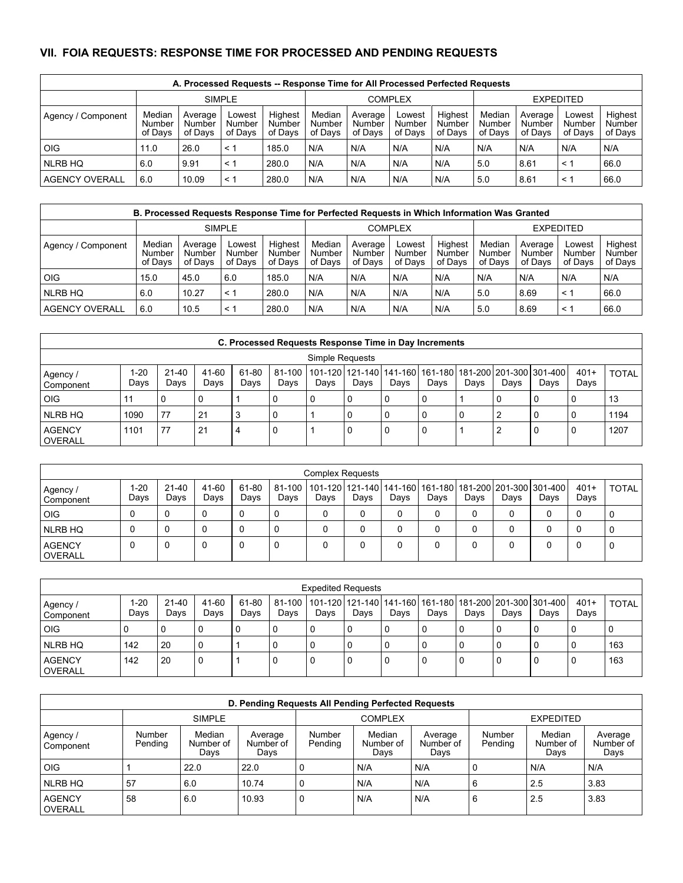## VII. FOIA REQUESTS: RESPONSE TIME FOR PROCESSED AND PENDING REQUESTS

| A. Processed Requests -- Response Time for All Processed Perfected Requests | | | | | | | | | | | | |
|---|---|---|---|---|---|---|---|---|---|---|---|---|
| | SIMPLE | | | | COMPLEX | | | | EXPEDITED | | | |
| Agency / Component | Median Number of Days | Average Number of Days | Lowest Number of Days | Highest Number of Days | Median Number of Days | Average Number of Days | Lowest Number of Days | Highest Number of Days | Median Number of Days | Average Number of Days | Lowest Number of Days | Highest Number of Days |
| OIG | 11.0 | 26.0 | < 1 | 185.0 | N/A | N/A | N/A | N/A | N/A | N/A | N/A | N/A |
| NLRB HQ | 6.0 | 9.91 | < 1 | 280.0 | N/A | N/A | N/A | N/A | 5.0 | 8.61 | < 1 | 66.0 |
| AGENCY OVERALL | 6.0 | 10.09 | < 1 | 280.0 | N/A | N/A | N/A | N/A | 5.0 | 8.61 | < 1 | 66.0 |

| B. Processed Requests Response Time for Perfected Requests in Which Information Was Granted | | | | | | | | | | | | |
|---|---|---|---|---|---|---|---|---|---|---|---|---|
| | SIMPLE | | | | COMPLEX | | | | EXPEDITED | | | |
| Agency / Component | Median Number of Days | Average Number of Days | Lowest Number of Days | Highest Number of Days | Median Number of Days | Average Number of Days | Lowest Number of Days | Highest Number of Days | Median Number of Days | Average Number of Days | Lowest Number of Days | Highest Number of Days |
| OIG | 15.0 | 45.0 | 6.0 | 185.0 | N/A | N/A | N/A | N/A | N/A | N/A | N/A | N/A |
| NLRB HQ | 6.0 | 10.27 | < 1 | 280.0 | N/A | N/A | N/A | N/A | 5.0 | 8.69 | < 1 | 66.0 |
| AGENCY OVERALL | 6.0 | 10.5 | < 1 | 280.0 | N/A | N/A | N/A | N/A | 5.0 | 8.69 | < 1 | 66.0 |

| C. Processed Requests Response Time in Day Increments | | | | | | | | | | | | | | |
|---|---|---|---|---|---|---|---|---|---|---|---|---|---|---|
| Simple Requests | | | | | | | | | | | | | | |
| Agency / Component | 1-20 Days | 21-40 Days | 41-60 Days | 61-80 Days | 81-100 Days | 101-120 Days | 121-140 Days | 141-160 Days | 161-180 Days | 181-200 Days | 201-300 Days | 301-400 Days | 401+ Days | TOTAL |
| OIG | 11 | 0 | 0 | 1 | 0 | 0 | 0 | 0 | 0 | 1 | 0 | 0 | 0 | 13 |
| NLRB HQ | 1090 | 77 | 21 | 3 | 0 | 1 | 0 | 0 | 0 | 0 | 2 | 0 | 0 | 1194 |
| AGENCY OVERALL | 1101 | 77 | 21 | 4 | 0 | 1 | 0 | 0 | 0 | 1 | 2 | 0 | 0 | 1207 |

| Complex Requests | | | | | | | | | | | | | | |
|---|---|---|---|---|---|---|---|---|---|---|---|---|---|---|
| Agency / Component | 1-20 Days | 21-40 Days | 41-60 Days | 61-80 Days | 81-100 Days | 101-120 Days | 121-140 Days | 141-160 Days | 161-180 Days | 181-200 Days | 201-300 Days | 301-400 Days | 401+ Days | TOTAL |
| OIG | 0 | 0 | 0 | 0 | 0 | 0 | 0 | 0 | 0 | 0 | 0 | 0 | 0 | 0 |
| NLRB HQ | 0 | 0 | 0 | 0 | 0 | 0 | 0 | 0 | 0 | 0 | 0 | 0 | 0 | 0 |
| AGENCY OVERALL | 0 | 0 | 0 | 0 | 0 | 0 | 0 | 0 | 0 | 0 | 0 | 0 | 0 | 0 |

| Expedited Requests | | | | | | | | | | | | | | |
|---|---|---|---|---|---|---|---|---|---|---|---|---|---|---|
| Agency / Component | 1-20 Days | 21-40 Days | 41-60 Days | 61-80 Days | 81-100 Days | 101-120 Days | 121-140 Days | 141-160 Days | 161-180 Days | 181-200 Days | 201-300 Days | 301-400 Days | 401+ Days | TOTAL |
| OIG | 0 | 0 | 0 | 0 | 0 | 0 | 0 | 0 | 0 | 0 | 0 | 0 | 0 | 0 |
| NLRB HQ | 142 | 20 | 0 | 1 | 0 | 0 | 0 | 0 | 0 | 0 | 0 | 0 | 0 | 163 |
| AGENCY OVERALL | 142 | 20 | 0 | 1 | 0 | 0 | 0 | 0 | 0 | 0 | 0 | 0 | 0 | 163 |

| D. Pending Requests All Pending Perfected Requests | | | | | | | | | |
|---|---|---|---|---|---|---|---|---|---|
| | SIMPLE | | | COMPLEX | | | EXPEDITED | | |
| Agency / Component | Number Pending | Median Number of Days | Average Number of Days | Number Pending | Median Number of Days | Average Number of Days | Number Pending | Median Number of Days | Average Number of Days |
| OIG | 1 | 22.0 | 22.0 | 0 | N/A | N/A | 0 | N/A | N/A |
| NLRB HQ | 57 | 6.0 | 10.74 | 0 | N/A | N/A | 6 | 2.5 | 3.83 |
| AGENCY OVERALL | 58 | 6.0 | 10.93 | 0 | N/A | N/A | 6 | 2.5 | 3.83 |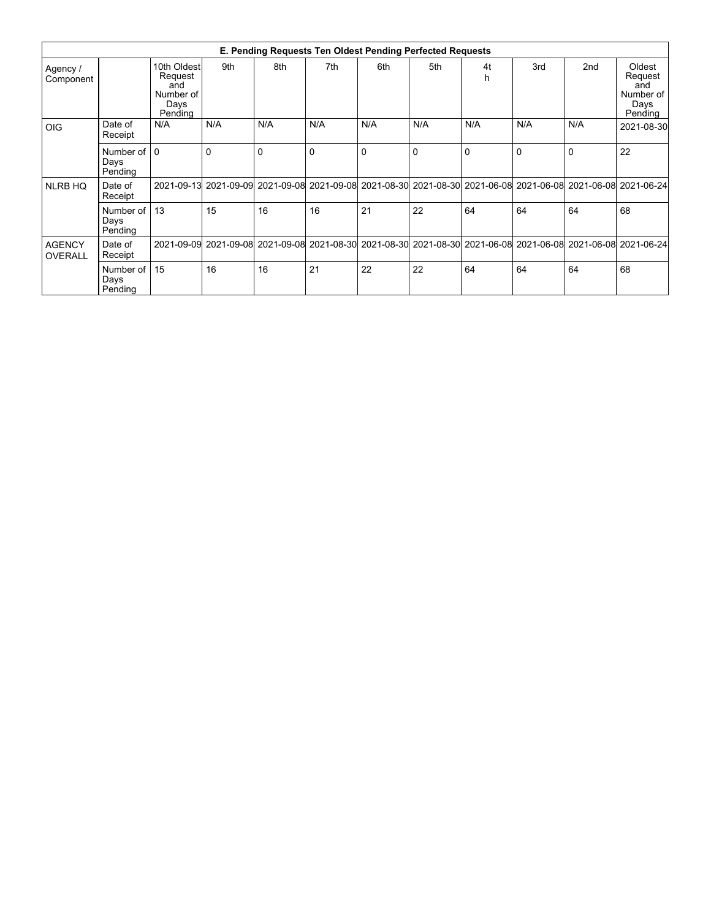| E. Pending Requests Ten Oldest Pending Perfected Requests | | | | | | | | | | | |
|---|---|---|---|---|---|---|---|---|---|---|---|
| Agency / Component | | 10th Oldest Request and Number of Days Pending | 9th | 8th | 7th | 6th | 5th | 4t h | 3rd | 2nd | Oldest Request and Number of Days Pending |
| OIG | Date of Receipt | N/A | N/A | N/A | N/A | N/A | N/A | N/A | N/A | N/A | 2021-08-30 |
| | Number of Days Pending | 0 | 0 | 0 | 0 | 0 | 0 | 0 | 0 | 0 | 22 |
| NLRB HQ | Date of Receipt | 2021-09-13 | 2021-09-09 | 2021-09-08 | 2021-09-08 | 2021-08-30 | 2021-08-30 | 2021-06-08 | 2021-06-08 | 2021-06-08 | 2021-06-24 |
| | Number of Days Pending | 13 | 15 | 16 | 16 | 21 | 22 | 64 | 64 | 64 | 68 |
| AGENCY OVERALL | Date of Receipt | 2021-09-09 | 2021-09-08 | 2021-09-08 | 2021-08-30 | 2021-08-30 | 2021-08-30 | 2021-06-08 | 2021-06-08 | 2021-06-08 | 2021-06-24 |
| | Number of Days Pending | 15 | 16 | 16 | 21 | 22 | 22 | 64 | 64 | 64 | 68 |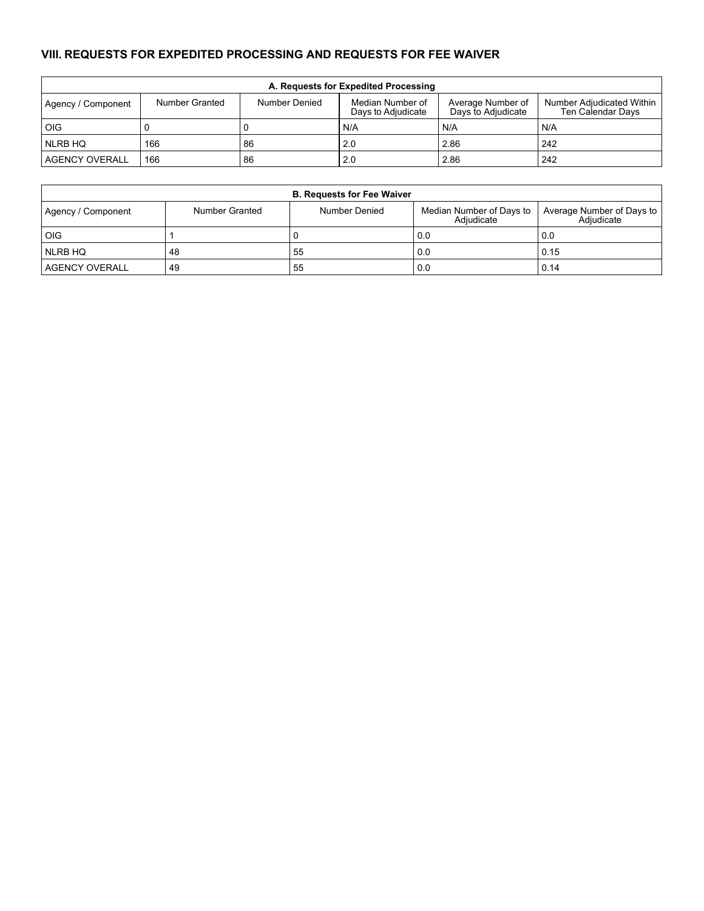## VIII. REQUESTS FOR EXPEDITED PROCESSING AND REQUESTS FOR FEE WAIVER

| A. Requests for Expedited Processing | | | | | |
|---|---|---|---|---|---|
| Agency / Component | Number Granted | Number Denied | Median Number of Days to Adjudicate | Average Number of Days to Adjudicate | Number Adjudicated Within Ten Calendar Days |
| OIG | 0 | 0 | N/A | N/A | N/A |
| NLRB HQ | 166 | 86 | 2.0 | 2.86 | 242 |
| AGENCY OVERALL | 166 | 86 | 2.0 | 2.86 | 242 |

| B. Requests for Fee Waiver | | | | |
|---|---|---|---|---|
| Agency / Component | Number Granted | Number Denied | Median Number of Days to Adjudicate | Average Number of Days to Adjudicate |
| OIG | 1 | 0 | 0.0 | 0.0 |
| NLRB HQ | 48 | 55 | 0.0 | 0.15 |
| AGENCY OVERALL | 49 | 55 | 0.0 | 0.14 |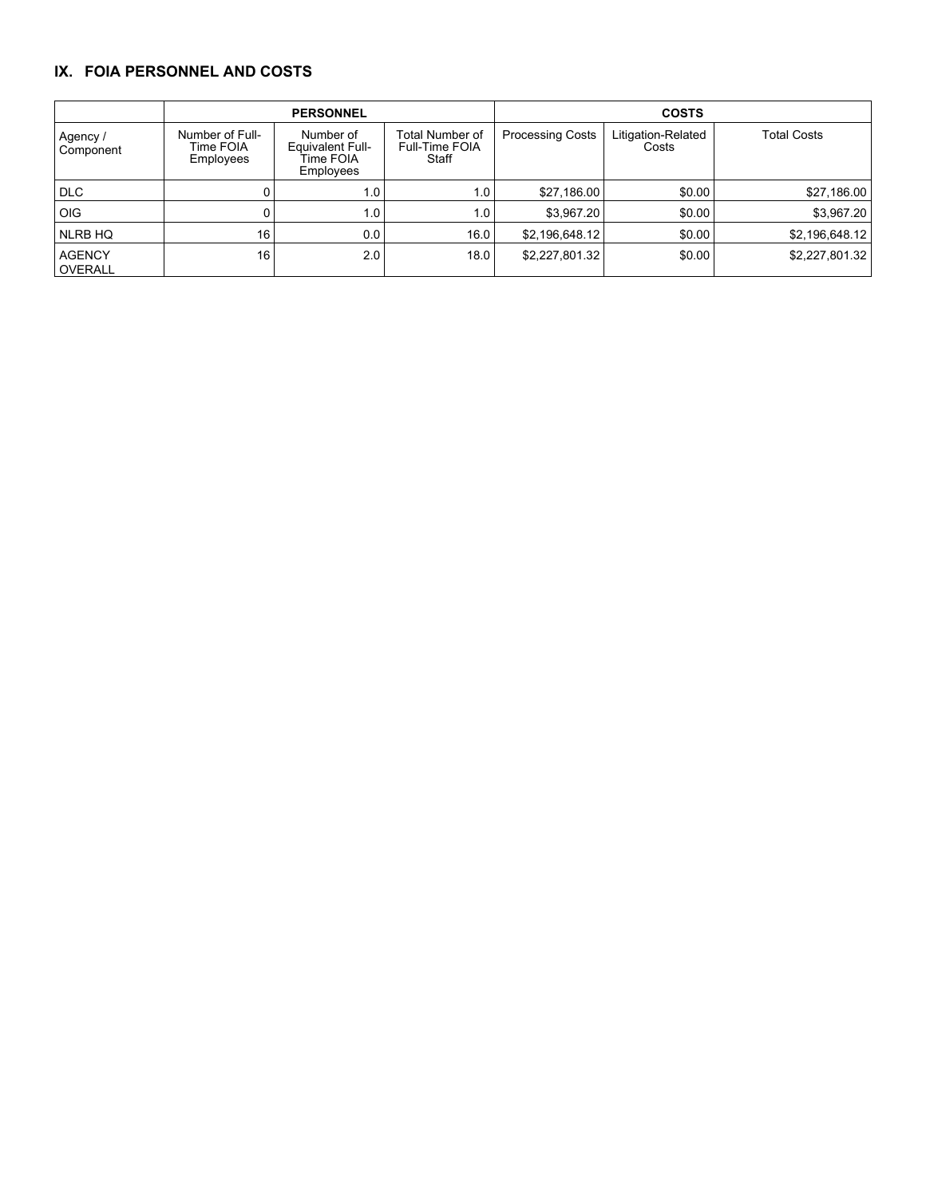## IX. FOIA PERSONNEL AND COSTS

| | PERSONNEL | | | COSTS | | |
|---|---|---|---|---|---|---|
| Agency / Component | Number of Full-Time FOIA Employees | Number of Equivalent Full-Time FOIA Employees | Total Number of Full-Time FOIA Staff | Processing Costs | Litigation-Related Costs | Total Costs |
| DLC | 0 | 1.0 | 1.0 | $27,186.00 | $0.00 | $27,186.00 |
| OIG | 0 | 1.0 | 1.0 | $3,967.20 | $0.00 | $3,967.20 |
| NLRB HQ | 16 | 0.0 | 16.0 | $2,196,648.12 | $0.00 | $2,196,648.12 |
| AGENCY OVERALL | 16 | 2.0 | 18.0 | $2,227,801.32 | $0.00 | $2,227,801.32 |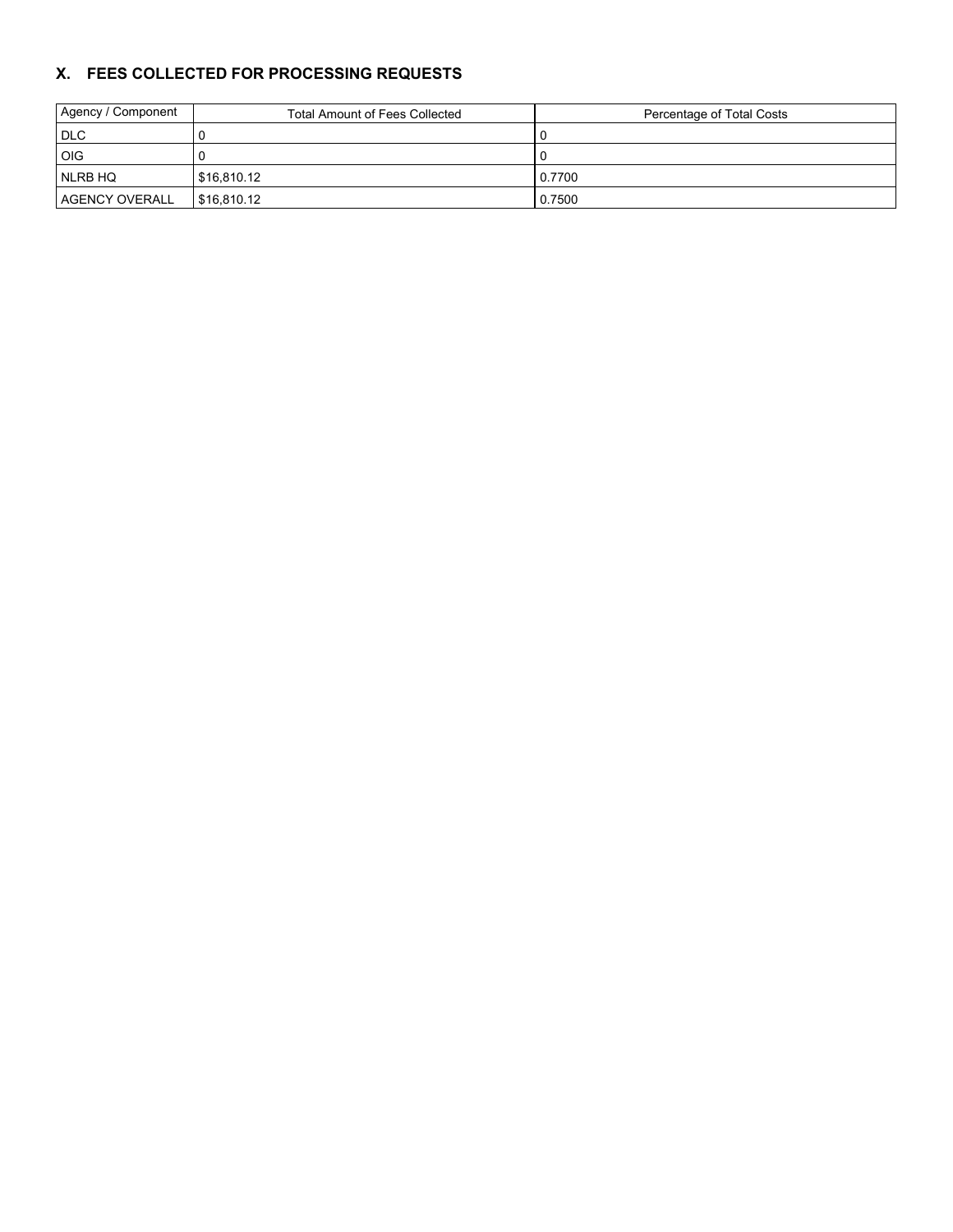## X. FEES COLLECTED FOR PROCESSING REQUESTS

| Agency / Component | Total Amount of Fees Collected | Percentage of Total Costs |
| --- | --- | --- |
| DLC | 0 | 0 |
| OIG | 0 | 0 |
| NLRB HQ | $16,810.12 | 0.7700 |
| AGENCY OVERALL | $16,810.12 | 0.7500 |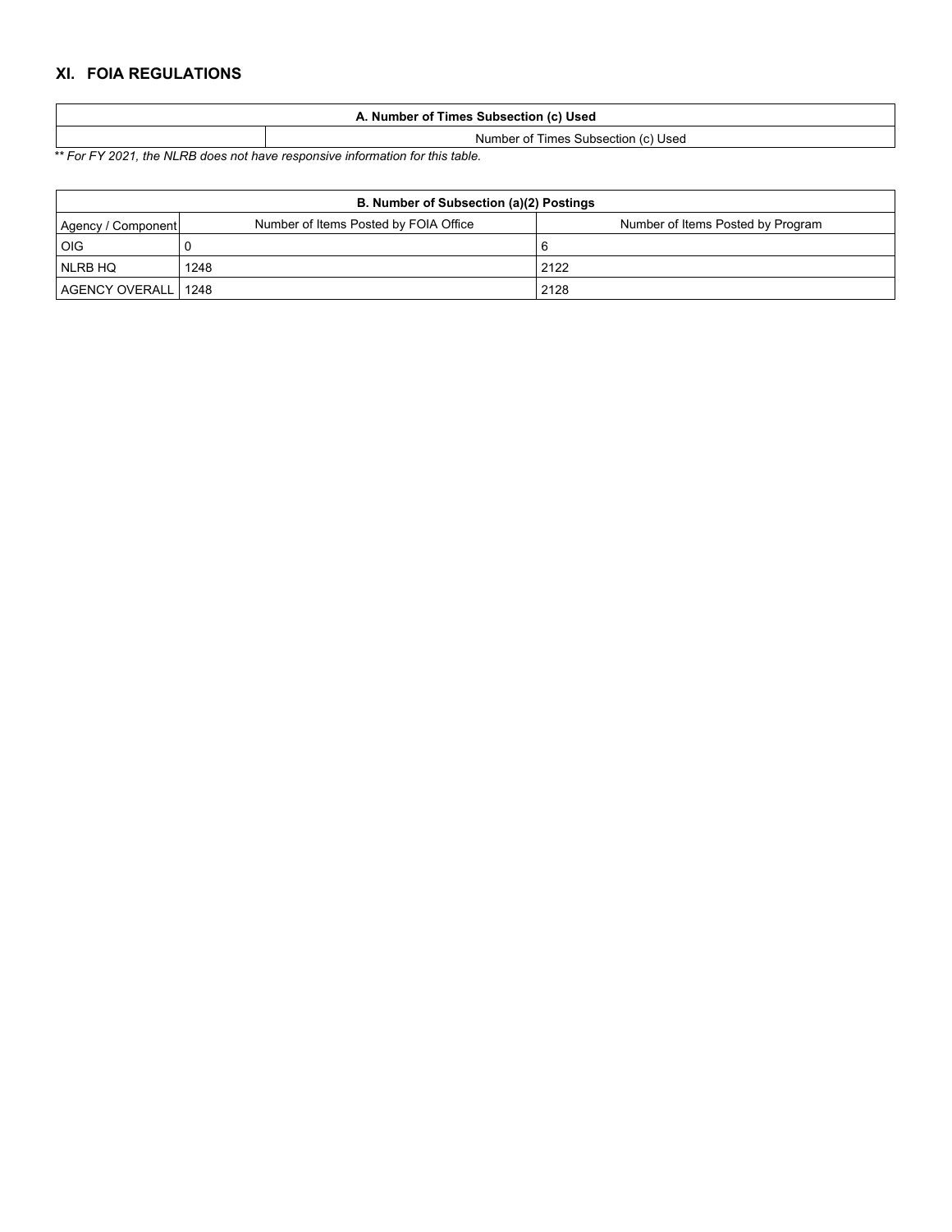## XI. FOIA REGULATIONS

| A. Number of Times Subsection (c) Used | |
|---|---|
| | Number of Times Subsection (c) Used |

*\** For FY 2021, the NLRB does not have responsive information for this table.*

| B. Number of Subsection (a)(2) Postings | | |
|---|---|---|
| Agency / Component | Number of Items Posted by FOIA Office | Number of Items Posted by Program |
| OIG | 0 | 6 |
| NLRB HQ | 1248 | 2122 |
| AGENCY OVERALL | 1248 | 2128 |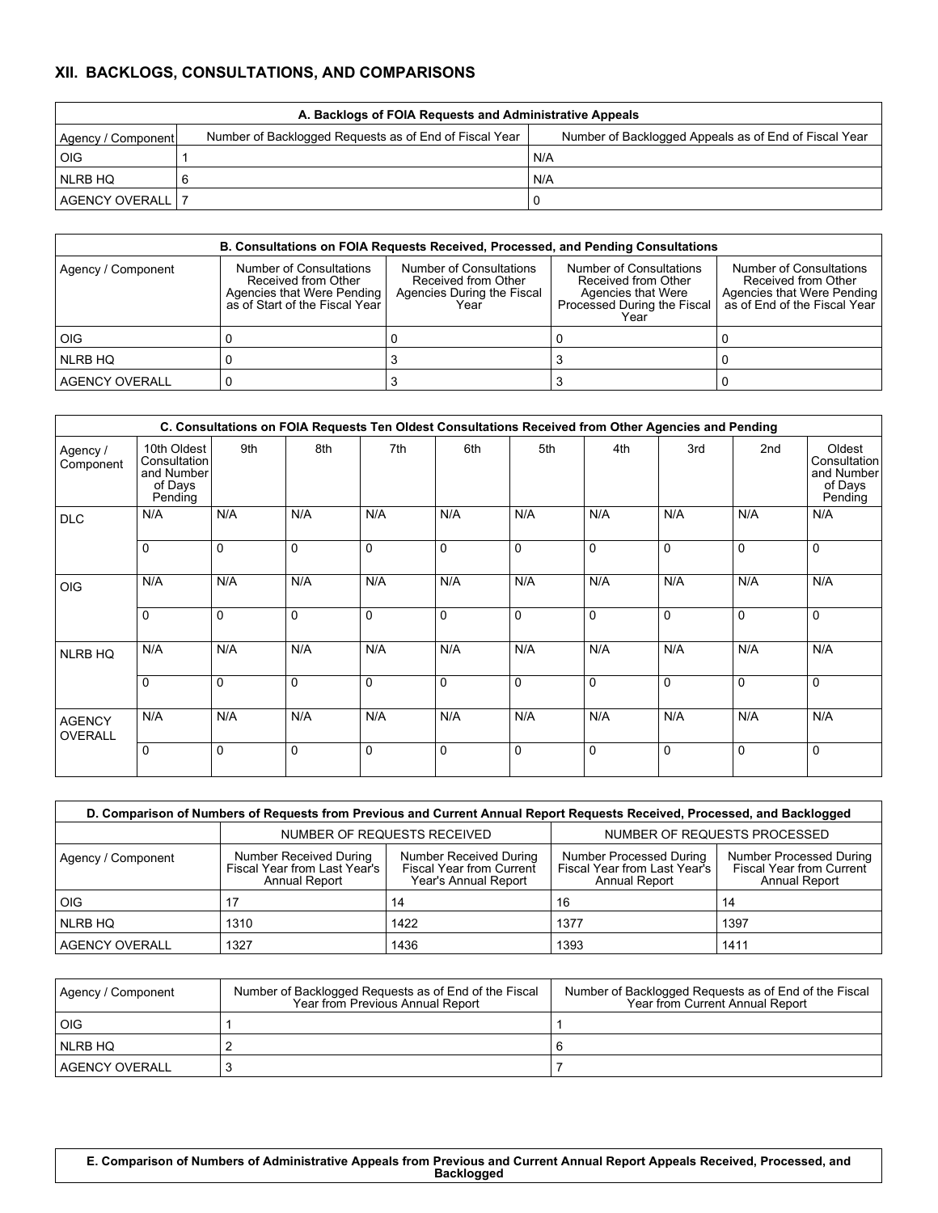## XII. BACKLOGS, CONSULTATIONS, AND COMPARISONS

| A. Backlogs of FOIA Requests and Administrative Appeals | | |
|---|---|---|
| Agency / Component | Number of Backlogged Requests as of End of Fiscal Year | Number of Backlogged Appeals as of End of Fiscal Year |
| OIG | 1 | N/A |
| NLRB HQ | 6 | N/A |
| AGENCY OVERALL | 7 | 0 |

| B. Consultations on FOIA Requests Received, Processed, and Pending Consultations | | | | |
|---|---|---|---|---|
| Agency / Component | Number of Consultations Received from Other Agencies that Were Pending as of Start of the Fiscal Year | Number of Consultations Received from Other Agencies During the Fiscal Year | Number of Consultations Received from Other Agencies that Were Processed During the Fiscal Year | Number of Consultations Received from Other Agencies that Were Pending as of End of the Fiscal Year |
| OIG | 0 | 0 | 0 | 0 |
| NLRB HQ | 0 | 3 | 3 | 0 |
| AGENCY OVERALL | 0 | 3 | 3 | 0 |

| C. Consultations on FOIA Requests Ten Oldest Consultations Received from Other Agencies and Pending | | | | | | | | | | |
|---|---|---|---|---|---|---|---|---|---|---|
| Agency / Component | 10th Oldest Consultation and Number of Days Pending | 9th | 8th | 7th | 6th | 5th | 4th | 3rd | 2nd | Oldest Consultation and Number of Days Pending |
| DLC | N/A | N/A | N/A | N/A | N/A | N/A | N/A | N/A | N/A | N/A |
| | 0 | 0 | 0 | 0 | 0 | 0 | 0 | 0 | 0 | 0 |
| OIG | N/A | N/A | N/A | N/A | N/A | N/A | N/A | N/A | N/A | N/A |
| | 0 | 0 | 0 | 0 | 0 | 0 | 0 | 0 | 0 | 0 |
| NLRB HQ | N/A | N/A | N/A | N/A | N/A | N/A | N/A | N/A | N/A | N/A |
| | 0 | 0 | 0 | 0 | 0 | 0 | 0 | 0 | 0 | 0 |
| AGENCY OVERALL | N/A | N/A | N/A | N/A | N/A | N/A | N/A | N/A | N/A | N/A |
| | 0 | 0 | 0 | 0 | 0 | 0 | 0 | 0 | 0 | 0 |

| D. Comparison of Numbers of Requests from Previous and Current Annual Report Requests Received, Processed, and Backlogged | | | | |
|---|---|---|---|---|
| | NUMBER OF REQUESTS RECEIVED | | NUMBER OF REQUESTS PROCESSED | |
| Agency / Component | Number Received During Fiscal Year from Last Year's Annual Report | Number Received During Fiscal Year from Current Year's Annual Report | Number Processed During Fiscal Year from Last Year's Annual Report | Number Processed During Fiscal Year from Current Annual Report |
| OIG | 17 | 14 | 16 | 14 |
| NLRB HQ | 1310 | 1422 | 1377 | 1397 |
| AGENCY OVERALL | 1327 | 1436 | 1393 | 1411 |

| Agency / Component | Number of Backlogged Requests as of End of the Fiscal Year from Previous Annual Report | Number of Backlogged Requests as of End of the Fiscal Year from Current Annual Report |
|---|---|---|
| OIG | 1 | 1 |
| NLRB HQ | 2 | 6 |
| AGENCY OVERALL | 3 | 7 |

| E. Comparison of Numbers of Administrative Appeals from Previous and Current Annual Report Appeals Received, Processed, and Backlogged |
|---|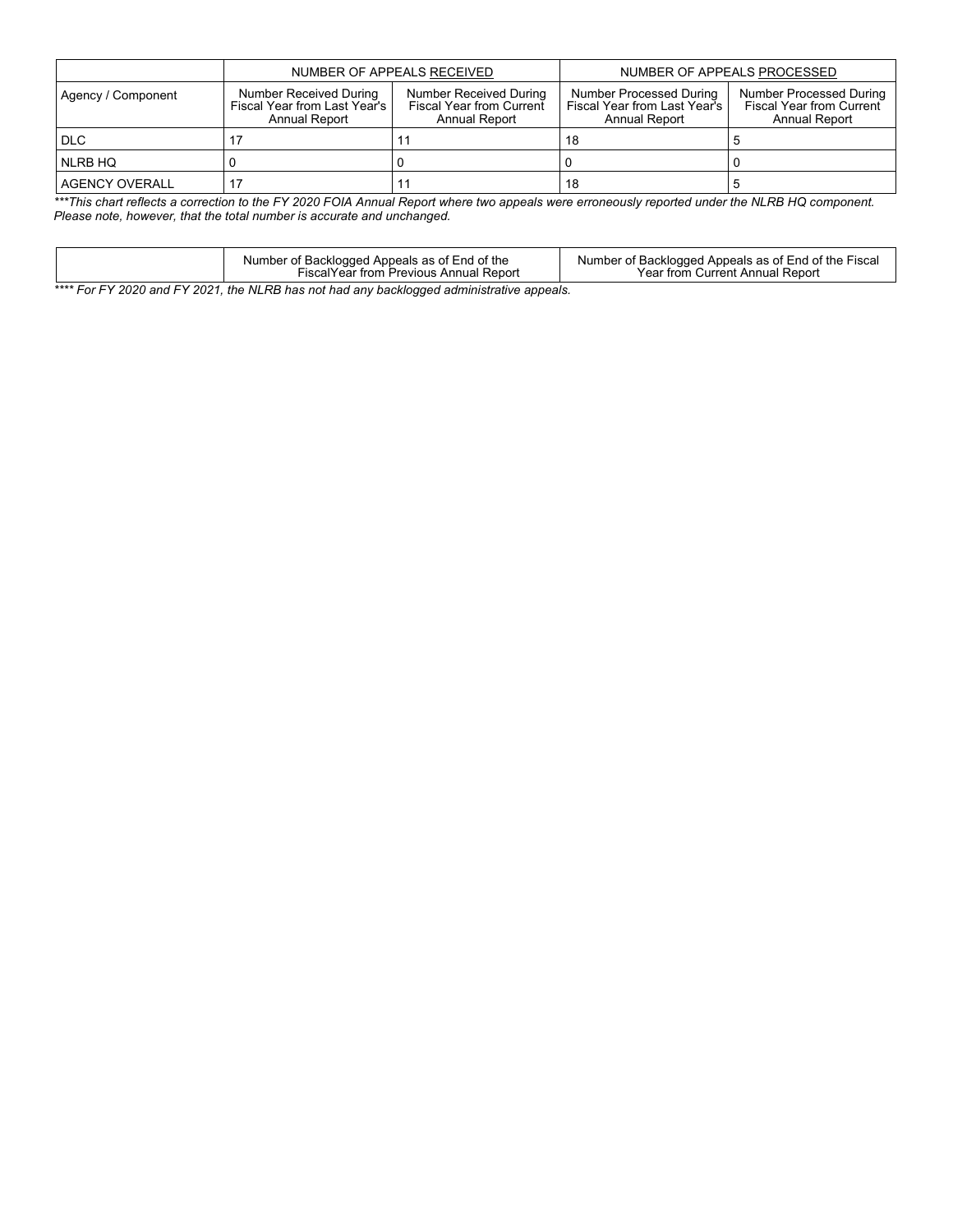| | NUMBER OF APPEALS RECEIVED | | NUMBER OF APPEALS PROCESSED | |
|---|---|---|---|---|
| Agency / Component | Number Received During Fiscal Year from Last Year's Annual Report | Number Received During Fiscal Year from Current Annual Report | Number Processed During Fiscal Year from Last Year's Annual Report | Number Processed During Fiscal Year from Current Annual Report |
| DLC | 17 | 11 | 18 | 5 |
| NLRB HQ | 0 | 0 | 0 | 0 |
| AGENCY OVERALL | 17 | 11 | 18 | 5 |

****This chart reflects a correction to the FY 2020 FOIA Annual Report where two appeals were erroneously reported under the NLRB HQ component. Please note, however, that the total number is accurate and unchanged.*

| | Number of Backlogged Appeals as of End of the FiscalYear from Previous Annual Report | Number of Backlogged Appeals as of End of the Fiscal Year from Current Annual Report |
|---|---|---|

***** For FY 2020 and FY 2021, the NLRB has not had any backlogged administrative appeals.*